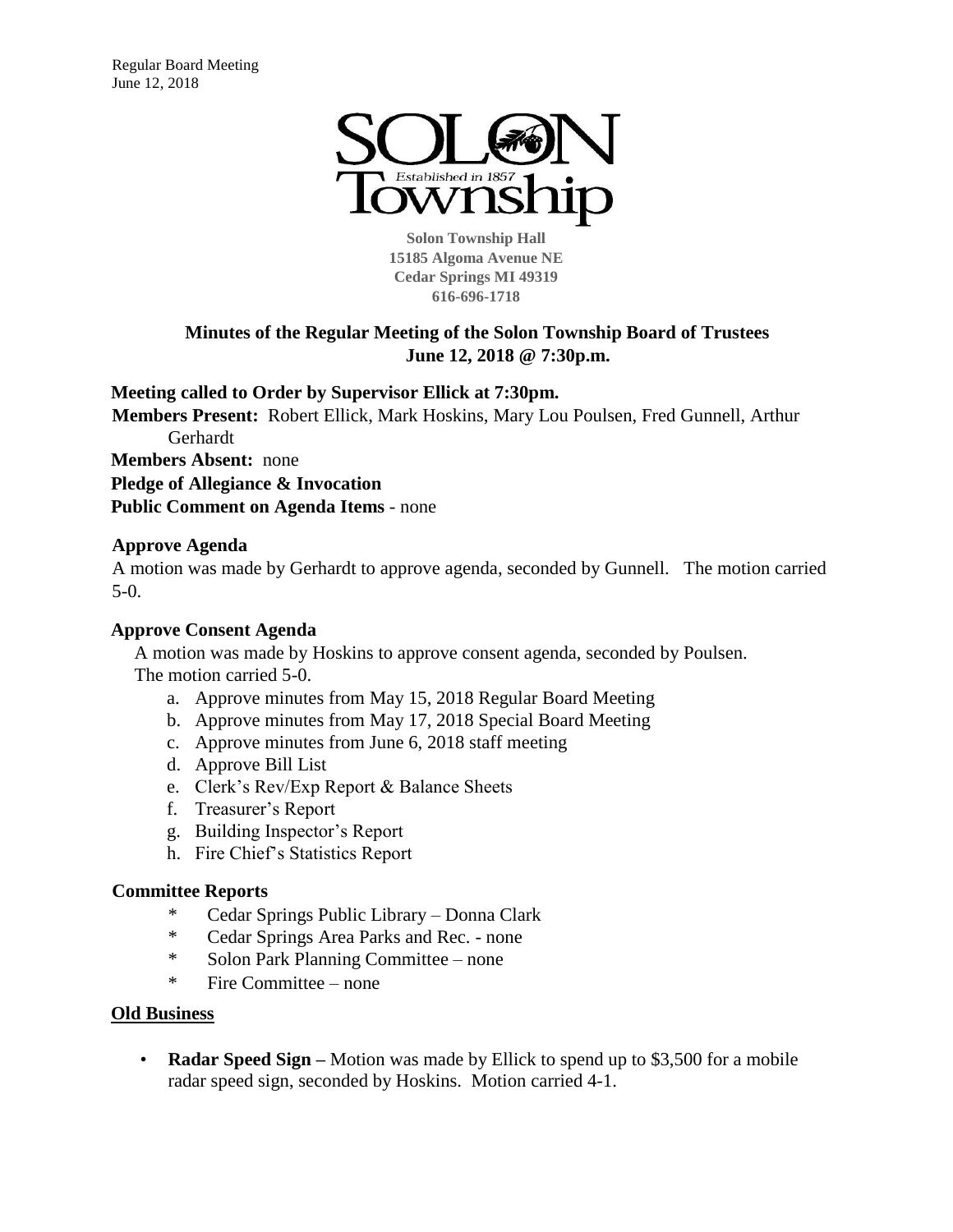Solon Township Hall
15185 Algoma Avenue NE
Cedar Springs MI 49319
616-696-1718

## Minutes of the Regular Meeting of the Solon Township Board of Trustees
## June 12, 2018 @ 7:30p.m.

**Meeting called to Order by Supervisor Ellick at 7:30pm.**

**Members Present:** Robert Ellick, Mark Hoskins, Mary Lou Poulsen, Fred Gunnell, Arthur Gerhardt

**Members Absent:** none

**Pledge of Allegiance & Invocation**

**Public Comment on Agenda Items** - none

**Approve Agenda**

A motion was made by Gerhardt to approve agenda, seconded by Gunnell. The motion carried 5-0.

**Approve Consent Agenda**

A motion was made by Hoskins to approve consent agenda, seconded by Poulsen. The motion carried 5-0.

a. Approve minutes from May 15, 2018 Regular Board Meeting
b. Approve minutes from May 17, 2018 Special Board Meeting
c. Approve minutes from June 6, 2018 staff meeting
d. Approve Bill List
e. Clerk's Rev/Exp Report & Balance Sheets
f. Treasurer's Report
g. Building Inspector's Report
h. Fire Chief's Statistics Report

**Committee Reports**

* Cedar Springs Public Library – Donna Clark
* Cedar Springs Area Parks and Rec. - none
* Solon Park Planning Committee – none
* Fire Committee – none

**Old Business**

- **Radar Speed Sign –** Motion was made by Ellick to spend up to $3,500 for a mobile radar speed sign, seconded by Hoskins. Motion carried 4-1.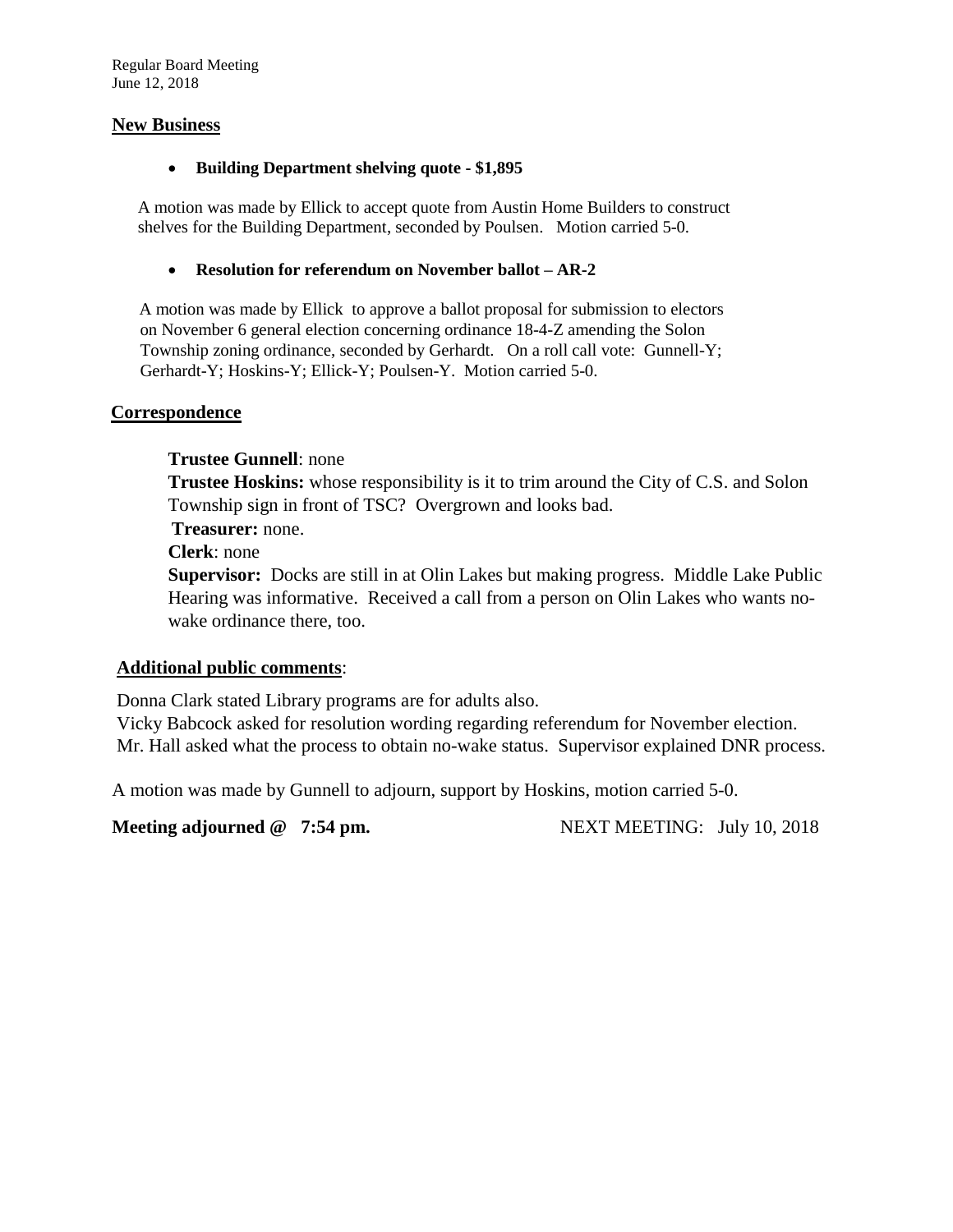## New Business

- **Building Department shelving quote - $1,895**

A motion was made by Ellick to accept quote from Austin Home Builders to construct shelves for the Building Department, seconded by Poulsen. Motion carried 5-0.

- **Resolution for referendum on November ballot – AR-2**

A motion was made by Ellick to approve a ballot proposal for submission to electors on November 6 general election concerning ordinance 18-4-Z amending the Solon Township zoning ordinance, seconded by Gerhardt. On a roll call vote: Gunnell-Y; Gerhardt-Y; Hoskins-Y; Ellick-Y; Poulsen-Y. Motion carried 5-0.

## Correspondence

**Trustee Gunnell**: none
**Trustee Hoskins:** whose responsibility is it to trim around the City of C.S. and Solon Township sign in front of TSC? Overgrown and looks bad.
**Treasurer:** none.
**Clerk**: none
**Supervisor:** Docks are still in at Olin Lakes but making progress. Middle Lake Public Hearing was informative. Received a call from a person on Olin Lakes who wants no-wake ordinance there, too.

## Additional public comments:

Donna Clark stated Library programs are for adults also.
Vicky Babcock asked for resolution wording regarding referendum for November election.
Mr. Hall asked what the process to obtain no-wake status. Supervisor explained DNR process.

A motion was made by Gunnell to adjourn, support by Hoskins, motion carried 5-0.

**Meeting adjourned @ 7:54 pm.** NEXT MEETING: July 10, 2018